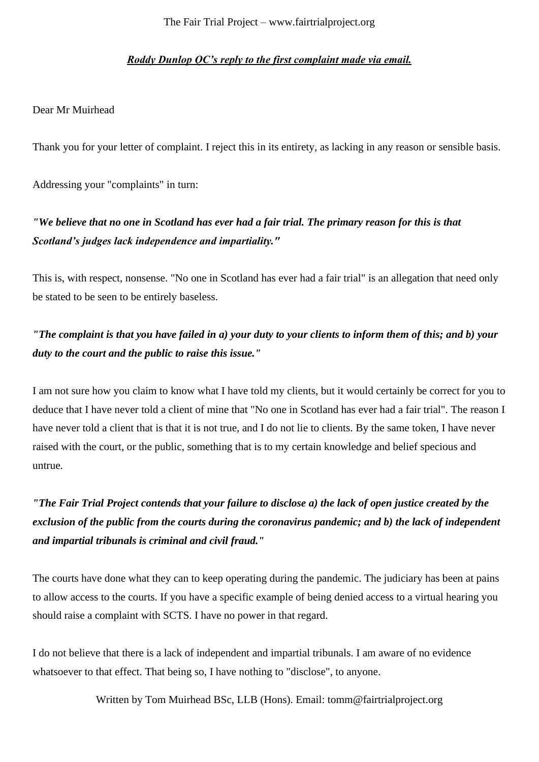***Roddy Dunlop QC's reply to the first complaint made via email.***

Dear Mr Muirhead

Thank you for your letter of complaint. I reject this in its entirety, as lacking in any reason or sensible basis.

Addressing your "complaints" in turn:

***"We believe that no one in Scotland has ever had a fair trial. The primary reason for this is that Scotland's judges lack independence and impartiality."***

This is, with respect, nonsense. "No one in Scotland has ever had a fair trial" is an allegation that need only be stated to be seen to be entirely baseless.

***"The complaint is that you have failed in a) your duty to your clients to inform them of this; and b) your duty to the court and the public to raise this issue."***

I am not sure how you claim to know what I have told my clients, but it would certainly be correct for you to deduce that I have never told a client of mine that "No one in Scotland has ever had a fair trial". The reason I have never told a client that is that it is not true, and I do not lie to clients. By the same token, I have never raised with the court, or the public, something that is to my certain knowledge and belief specious and untrue.

***"The Fair Trial Project contends that your failure to disclose a) the lack of open justice created by the exclusion of the public from the courts during the coronavirus pandemic; and b) the lack of independent and impartial tribunals is criminal and civil fraud."***

The courts have done what they can to keep operating during the pandemic. The judiciary has been at pains to allow access to the courts. If you have a specific example of being denied access to a virtual hearing you should raise a complaint with SCTS. I have no power in that regard.

I do not believe that there is a lack of independent and impartial tribunals. I am aware of no evidence whatsoever to that effect. That being so, I have nothing to "disclose", to anyone.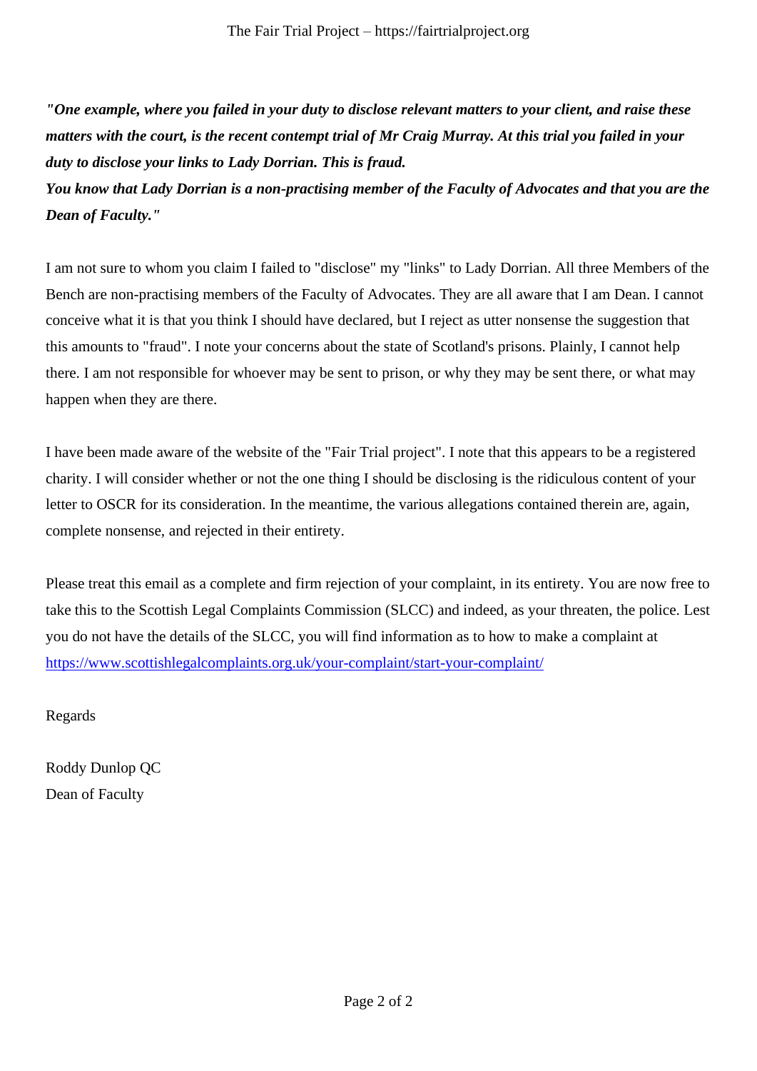***"One example, where you failed in your duty to disclose relevant matters to your client, and raise these matters with the court, is the recent contempt trial of Mr Craig Murray. At this trial you failed in your duty to disclose your links to Lady Dorrian. This is fraud.***
***You know that Lady Dorrian is a non-practising member of the Faculty of Advocates and that you are the Dean of Faculty."***

I am not sure to whom you claim I failed to "disclose" my "links" to Lady Dorrian. All three Members of the Bench are non-practising members of the Faculty of Advocates. They are all aware that I am Dean. I cannot conceive what it is that you think I should have declared, but I reject as utter nonsense the suggestion that this amounts to "fraud". I note your concerns about the state of Scotland's prisons. Plainly, I cannot help there. I am not responsible for whoever may be sent to prison, or why they may be sent there, or what may happen when they are there.

I have been made aware of the website of the "Fair Trial project". I note that this appears to be a registered charity. I will consider whether or not the one thing I should be disclosing is the ridiculous content of your letter to OSCR for its consideration. In the meantime, the various allegations contained therein are, again, complete nonsense, and rejected in their entirety.

Please treat this email as a complete and firm rejection of your complaint, in its entirety. You are now free to take this to the Scottish Legal Complaints Commission (SLCC) and indeed, as your threaten, the police. Lest you do not have the details of the SLCC, you will find information as to how to make a complaint at https://www.scottishlegalcomplaints.org.uk/your-complaint/start-your-complaint/

Regards

Roddy Dunlop QC
Dean of Faculty